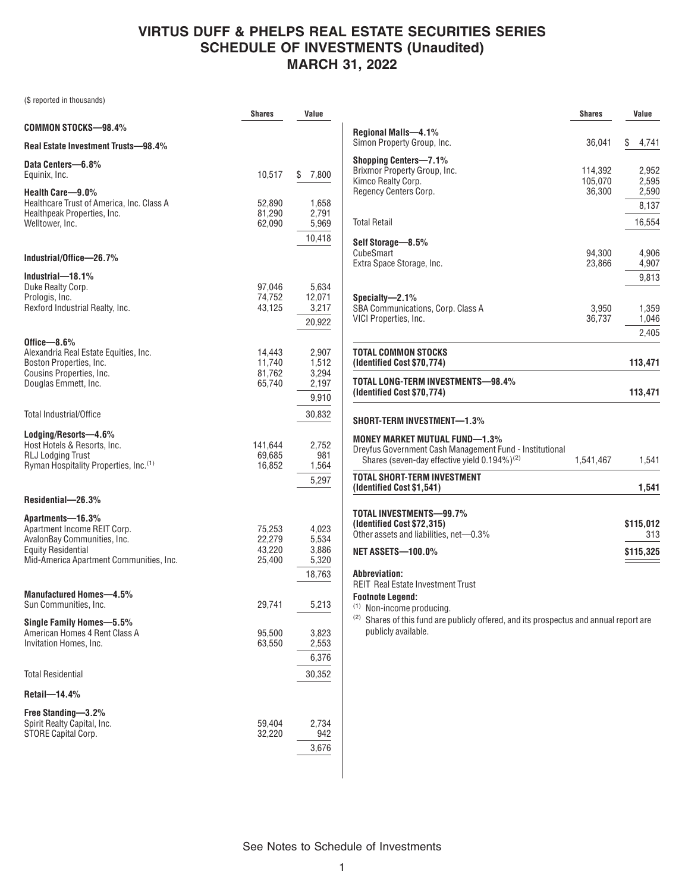# VIRTUS DUFF & PHELPS REAL ESTATE SECURITIES SERIES
## SCHEDULE OF INVESTMENTS (Unaudited)
## MARCH 31, 2022

($ reported in thousands)

| | Shares | Value |
|---|---|---|
| **COMMON STOCKS—98.4%** | | |
| **Real Estate Investment Trusts—98.4%** | | |
| **Data Centers—6.8%** | | |
| Equinix, Inc. | 10,517 | $ 7,800 |
| **Health Care—9.0%** | | |
| Healthcare Trust of America, Inc. Class A | 52,890 | 1,658 |
| Healthpeak Properties, Inc. | 81,290 | 2,791 |
| Welltower, Inc. | 62,090 | 5,969 |
| | | 10,418 |
| **Industrial/Office—26.7%** | | |
| **Industrial—18.1%** | | |
| Duke Realty Corp. | 97,046 | 5,634 |
| Prologis, Inc. | 74,752 | 12,071 |
| Rexford Industrial Realty, Inc. | 43,125 | 3,217 |
| | | 20,922 |
| **Office—8.6%** | | |
| Alexandria Real Estate Equities, Inc. | 14,443 | 2,907 |
| Boston Properties, Inc. | 11,740 | 1,512 |
| Cousins Properties, Inc. | 81,762 | 3,294 |
| Douglas Emmett, Inc. | 65,740 | 2,197 |
| | | 9,910 |
| Total Industrial/Office | | 30,832 |
| **Lodging/Resorts—4.6%** | | |
| Host Hotels & Resorts, Inc. | 141,644 | 2,752 |
| RLJ Lodging Trust | 69,685 | 981 |
| Ryman Hospitality Properties, Inc.[(1)] | 16,852 | 1,564 |
| | | 5,297 |
| **Residential—26.3%** | | |
| **Apartments—16.3%** | | |
| Apartment Income REIT Corp. | 75,253 | 4,023 |
| AvalonBay Communities, Inc. | 22,279 | 5,534 |
| Equity Residential | 43,220 | 3,886 |
| Mid-America Apartment Communities, Inc. | 25,400 | 5,320 |
| | | 18,763 |
| **Manufactured Homes—4.5%** | | |
| Sun Communities, Inc. | 29,741 | 5,213 |
| **Single Family Homes—5.5%** | | |
| American Homes 4 Rent Class A | 95,500 | 3,823 |
| Invitation Homes, Inc. | 63,550 | 2,553 |
| | | 6,376 |
| Total Residential | | 30,352 |
| **Retail—14.4%** | | |
| **Free Standing—3.2%** | | |
| Spirit Realty Capital, Inc. | 59,404 | 2,734 |
| STORE Capital Corp. | 32,220 | 942 |
| | | 3,676 |
| **Regional Malls—4.1%** | | |
| Simon Property Group, Inc. | 36,041 | $ 4,741 |
| **Shopping Centers—7.1%** | | |
| Brixmor Property Group, Inc. | 114,392 | 2,952 |
| Kimco Realty Corp. | 105,070 | 2,595 |
| Regency Centers Corp. | 36,300 | 2,590 |
| | | 8,137 |
| Total Retail | | 16,554 |
| **Self Storage—8.5%** | | |
| CubeSmart | 94,300 | 4,906 |
| Extra Space Storage, Inc. | 23,866 | 4,907 |
| | | 9,813 |
| **Specialty—2.1%** | | |
| SBA Communications, Corp. Class A | 3,950 | 1,359 |
| VICI Properties, Inc. | 36,737 | 1,046 |
| | | 2,405 |
| **TOTAL COMMON STOCKS (Identified Cost $70,774)** | | **113,471** |
| **TOTAL LONG-TERM INVESTMENTS—98.4% (Identified Cost $70,774)** | | **113,471** |
| **SHORT-TERM INVESTMENT—1.3%** | | |
| **MONEY MARKET MUTUAL FUND—1.3%** | | |
| Dreyfus Government Cash Management Fund - Institutional Shares (seven-day effective yield 0.194%)[(2)] | 1,541,467 | 1,541 |
| **TOTAL SHORT-TERM INVESTMENT (Identified Cost $1,541)** | | **1,541** |
| **TOTAL INVESTMENTS—99.7% (Identified Cost $72,315)** | | **$115,012** |
| Other assets and liabilities, net—0.3% | | 313 |
| **NET ASSETS—100.0%** | | **$115,325** |

**Abbreviation:**
REIT Real Estate Investment Trust

**Footnote Legend:**
(1) Non-income producing.
(2) Shares of this fund are publicly offered, and its prospectus and annual report are publicly available.

See Notes to Schedule of Investments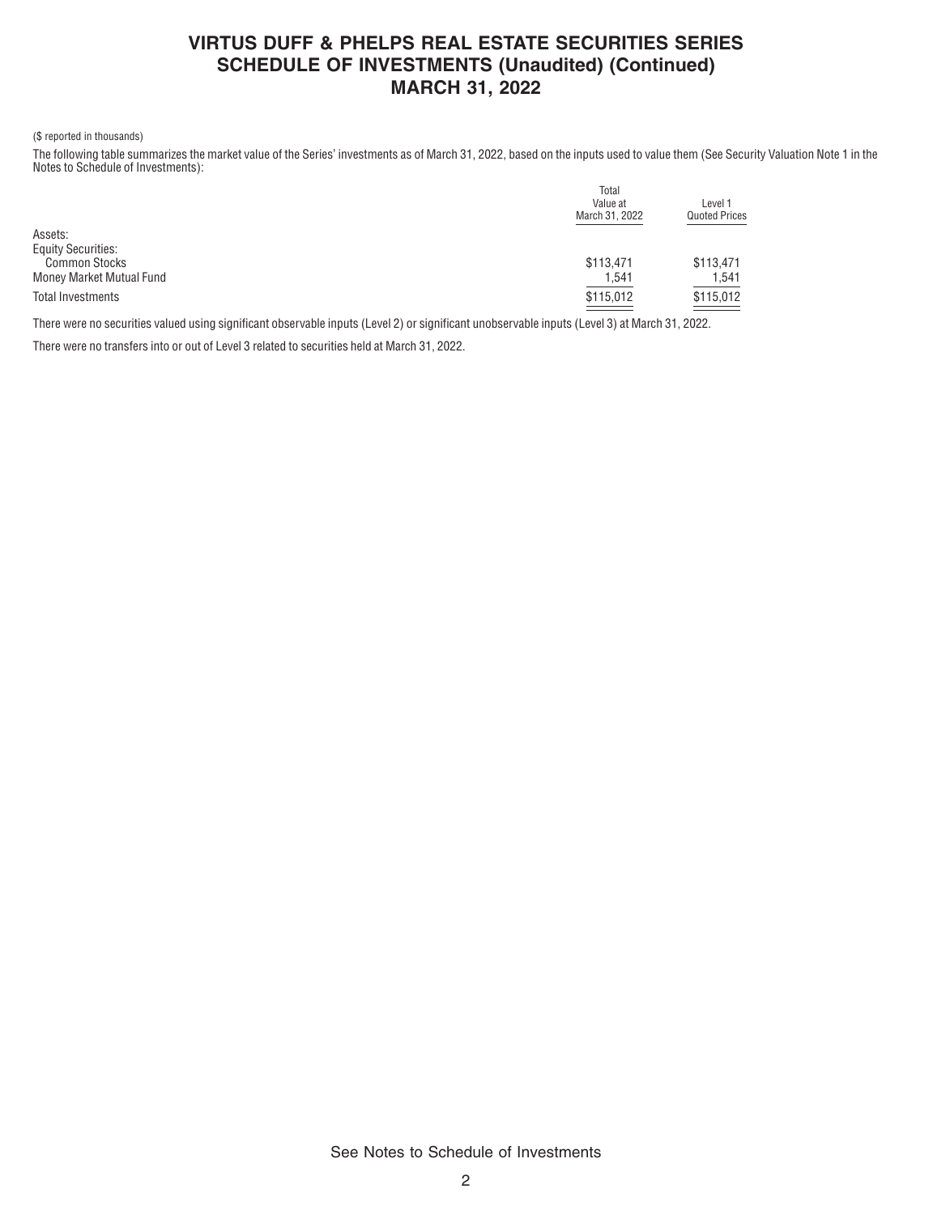# VIRTUS DUFF & PHELPS REAL ESTATE SECURITIES SERIES
## SCHEDULE OF INVESTMENTS (Unaudited) (Continued)
## MARCH 31, 2022

($ reported in thousands)

The following table summarizes the market value of the Series' investments as of March 31, 2022, based on the inputs used to value them (See Security Valuation Note 1 in the Notes to Schedule of Investments):

| | Total Value at March 31, 2022 | Level 1 Quoted Prices |
|---|---|---|
| Assets: | | |
| Equity Securities: | | |
| Common Stocks | $113,471 | $113,471 |
| Money Market Mutual Fund | 1,541 | 1,541 |
| Total Investments | $115,012 | $115,012 |

There were no securities valued using significant observable inputs (Level 2) or significant unobservable inputs (Level 3) at March 31, 2022.

There were no transfers into or out of Level 3 related to securities held at March 31, 2022.

See Notes to Schedule of Investments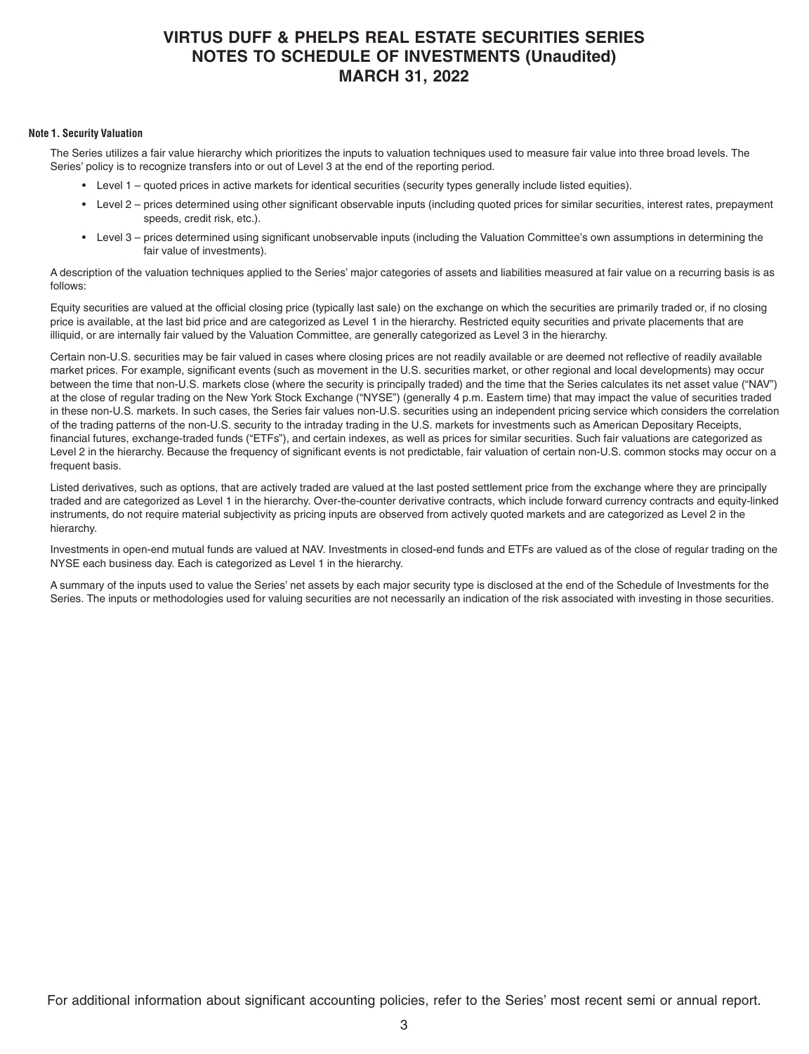# VIRTUS DUFF & PHELPS REAL ESTATE SECURITIES SERIES
# NOTES TO SCHEDULE OF INVESTMENTS (Unaudited)
# MARCH 31, 2022

**Note 1. Security Valuation**

The Series utilizes a fair value hierarchy which prioritizes the inputs to valuation techniques used to measure fair value into three broad levels. The Series' policy is to recognize transfers into or out of Level 3 at the end of the reporting period.

- Level 1 – quoted prices in active markets for identical securities (security types generally include listed equities).
- Level 2 – prices determined using other significant observable inputs (including quoted prices for similar securities, interest rates, prepayment speeds, credit risk, etc.).
- Level 3 – prices determined using significant unobservable inputs (including the Valuation Committee's own assumptions in determining the fair value of investments).

A description of the valuation techniques applied to the Series' major categories of assets and liabilities measured at fair value on a recurring basis is as follows:

Equity securities are valued at the official closing price (typically last sale) on the exchange on which the securities are primarily traded or, if no closing price is available, at the last bid price and are categorized as Level 1 in the hierarchy. Restricted equity securities and private placements that are illiquid, or are internally fair valued by the Valuation Committee, are generally categorized as Level 3 in the hierarchy.

Certain non-U.S. securities may be fair valued in cases where closing prices are not readily available or are deemed not reflective of readily available market prices. For example, significant events (such as movement in the U.S. securities market, or other regional and local developments) may occur between the time that non-U.S. markets close (where the security is principally traded) and the time that the Series calculates its net asset value ("NAV") at the close of regular trading on the New York Stock Exchange ("NYSE") (generally 4 p.m. Eastern time) that may impact the value of securities traded in these non-U.S. markets. In such cases, the Series fair values non-U.S. securities using an independent pricing service which considers the correlation of the trading patterns of the non-U.S. security to the intraday trading in the U.S. markets for investments such as American Depositary Receipts, financial futures, exchange-traded funds ("ETFs"), and certain indexes, as well as prices for similar securities. Such fair valuations are categorized as Level 2 in the hierarchy. Because the frequency of significant events is not predictable, fair valuation of certain non-U.S. common stocks may occur on a frequent basis.

Listed derivatives, such as options, that are actively traded are valued at the last posted settlement price from the exchange where they are principally traded and are categorized as Level 1 in the hierarchy. Over-the-counter derivative contracts, which include forward currency contracts and equity-linked instruments, do not require material subjectivity as pricing inputs are observed from actively quoted markets and are categorized as Level 2 in the hierarchy.

Investments in open-end mutual funds are valued at NAV. Investments in closed-end funds and ETFs are valued as of the close of regular trading on the NYSE each business day. Each is categorized as Level 1 in the hierarchy.

A summary of the inputs used to value the Series' net assets by each major security type is disclosed at the end of the Schedule of Investments for the Series. The inputs or methodologies used for valuing securities are not necessarily an indication of the risk associated with investing in those securities.

For additional information about significant accounting policies, refer to the Series' most recent semi or annual report.